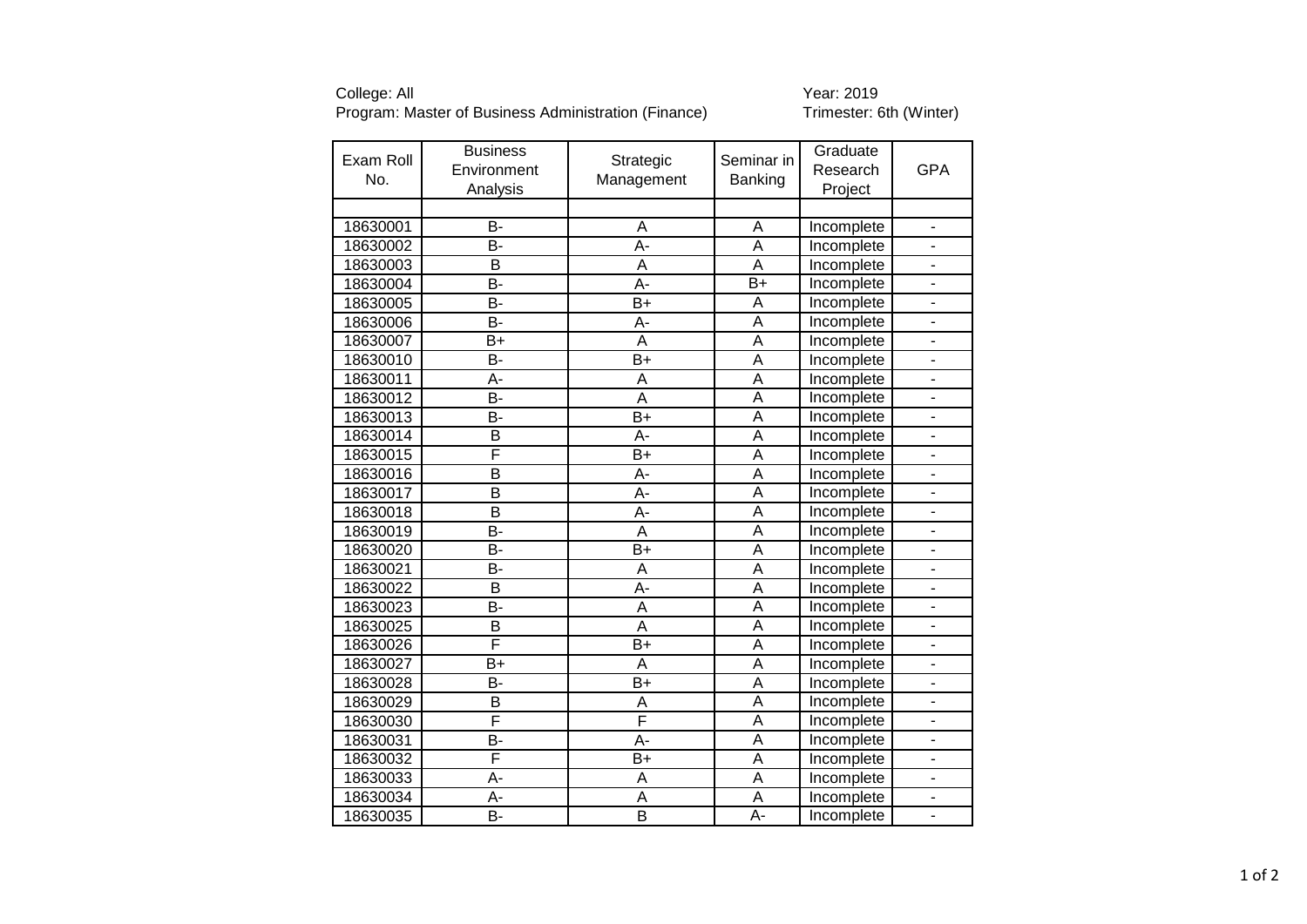College: All
Program: Master of Business Administration (Finance)

Year: 2019
Trimester: 6th (Winter)

| Exam Roll No. | Business Environment Analysis | Strategic Management | Seminar in Banking | Graduate Research Project | GPA |
|---|---|---|---|---|---|
| | | | | | |
| 18630001 | B- | A | A | Incomplete | - |
| 18630002 | B- | A- | A | Incomplete | - |
| 18630003 | B | A | A | Incomplete | - |
| 18630004 | B- | A- | B+ | Incomplete | - |
| 18630005 | B- | B+ | A | Incomplete | - |
| 18630006 | B- | A- | A | Incomplete | - |
| 18630007 | B+ | A | A | Incomplete | - |
| 18630010 | B- | B+ | A | Incomplete | - |
| 18630011 | A- | A | A | Incomplete | - |
| 18630012 | B- | A | A | Incomplete | - |
| 18630013 | B- | B+ | A | Incomplete | - |
| 18630014 | B | A- | A | Incomplete | - |
| 18630015 | F | B+ | A | Incomplete | - |
| 18630016 | B | A- | A | Incomplete | - |
| 18630017 | B | A- | A | Incomplete | - |
| 18630018 | B | A- | A | Incomplete | - |
| 18630019 | B- | A | A | Incomplete | - |
| 18630020 | B- | B+ | A | Incomplete | - |
| 18630021 | B- | A | A | Incomplete | - |
| 18630022 | B | A- | A | Incomplete | - |
| 18630023 | B- | A | A | Incomplete | - |
| 18630025 | B | A | A | Incomplete | - |
| 18630026 | F | B+ | A | Incomplete | - |
| 18630027 | B+ | A | A | Incomplete | - |
| 18630028 | B- | B+ | A | Incomplete | - |
| 18630029 | B | A | A | Incomplete | - |
| 18630030 | F | F | A | Incomplete | - |
| 18630031 | B- | A- | A | Incomplete | - |
| 18630032 | F | B+ | A | Incomplete | - |
| 18630033 | A- | A | A | Incomplete | - |
| 18630034 | A- | A | A | Incomplete | - |
| 18630035 | B- | B | A- | Incomplete | - |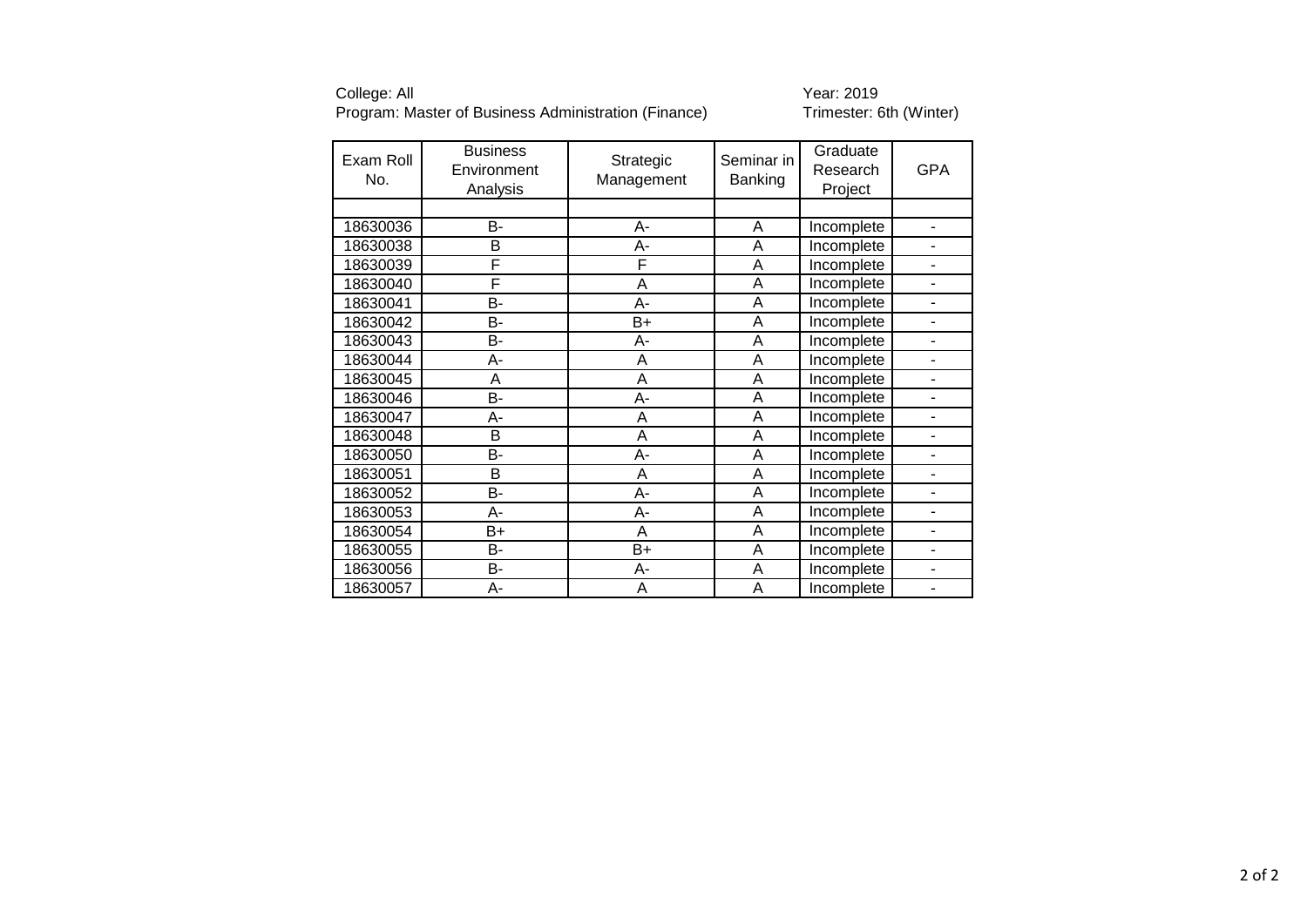College: All
Program: Master of Business Administration (Finance)

Year: 2019
Trimester: 6th (Winter)

| Exam Roll No. | Business Environment Analysis | Strategic Management | Seminar in Banking | Graduate Research Project | GPA |
|---|---|---|---|---|---|
| | | | | | |
| 18630036 | B- | A- | A | Incomplete | - |
| 18630038 | B | A- | A | Incomplete | - |
| 18630039 | F | F | A | Incomplete | - |
| 18630040 | F | A | A | Incomplete | - |
| 18630041 | B- | A- | A | Incomplete | - |
| 18630042 | B- | B+ | A | Incomplete | - |
| 18630043 | B- | A- | A | Incomplete | - |
| 18630044 | A- | A | A | Incomplete | - |
| 18630045 | A | A | A | Incomplete | - |
| 18630046 | B- | A- | A | Incomplete | - |
| 18630047 | A- | A | A | Incomplete | - |
| 18630048 | B | A | A | Incomplete | - |
| 18630050 | B- | A- | A | Incomplete | - |
| 18630051 | B | A | A | Incomplete | - |
| 18630052 | B- | A- | A | Incomplete | - |
| 18630053 | A- | A- | A | Incomplete | - |
| 18630054 | B+ | A | A | Incomplete | - |
| 18630055 | B- | B+ | A | Incomplete | - |
| 18630056 | B- | A- | A | Incomplete | - |
| 18630057 | A- | A | A | Incomplete | - |